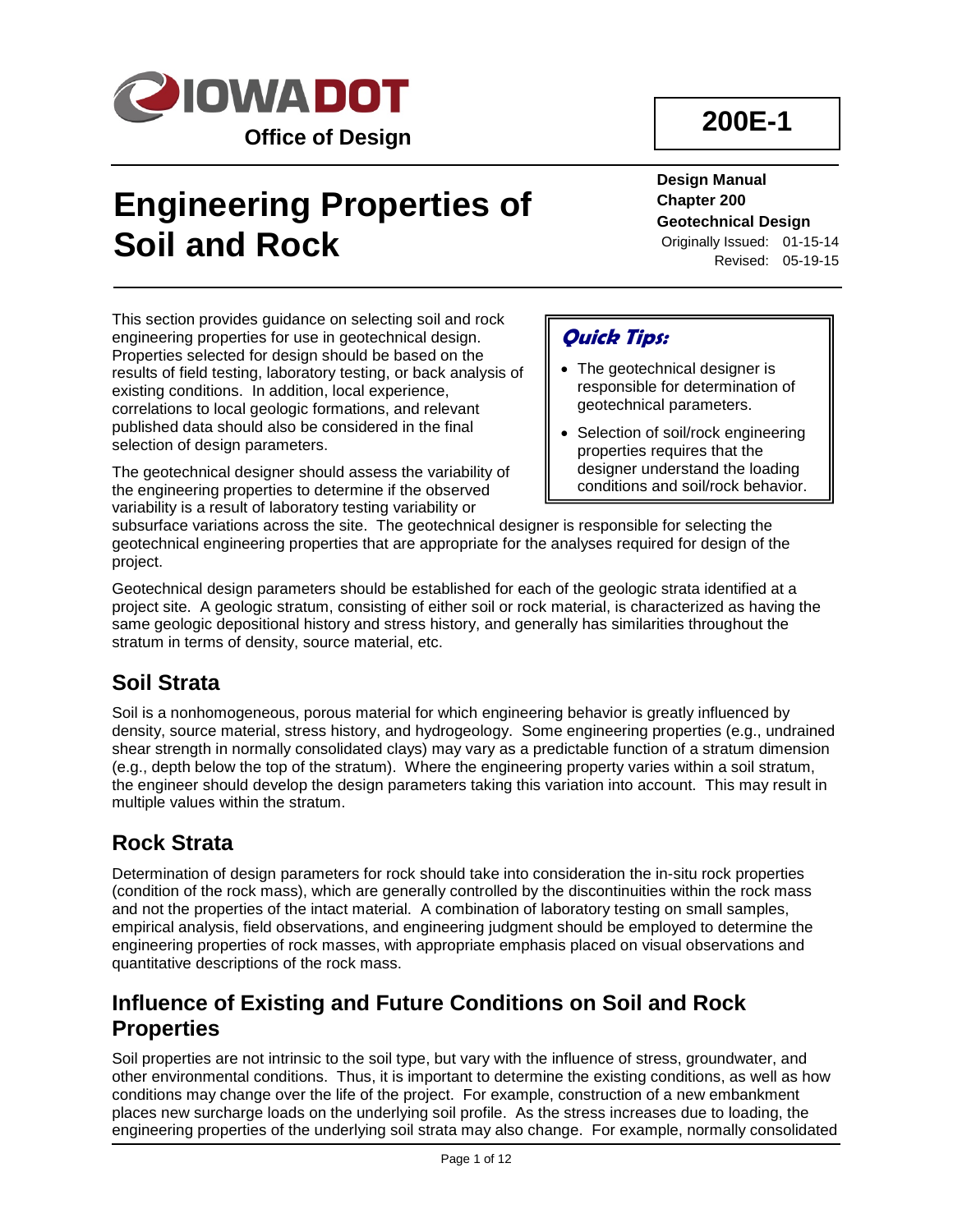**IOWA DOT**

**Office of Design**

**200E-1**

# Engineering Properties of Soil and Rock

**Design Manual**
**Chapter 200**
**Geotechnical Design**
Originally Issued: 01-15-14
Revised: 05-19-15

***Quick Tips:***

- The geotechnical designer is responsible for determination of geotechnical parameters.
- Selection of soil/rock engineering properties requires that the designer understand the loading conditions and soil/rock behavior.

This section provides guidance on selecting soil and rock engineering properties for use in geotechnical design. Properties selected for design should be based on the results of field testing, laboratory testing, or back analysis of existing conditions. In addition, local experience, correlations to local geologic formations, and relevant published data should also be considered in the final selection of design parameters.

The geotechnical designer should assess the variability of the engineering properties to determine if the observed variability is a result of laboratory testing variability or subsurface variations across the site. The geotechnical designer is responsible for selecting the geotechnical engineering properties that are appropriate for the analyses required for design of the project.

Geotechnical design parameters should be established for each of the geologic strata identified at a project site. A geologic stratum, consisting of either soil or rock material, is characterized as having the same geologic depositional history and stress history, and generally has similarities throughout the stratum in terms of density, source material, etc.

## Soil Strata

Soil is a nonhomogeneous, porous material for which engineering behavior is greatly influenced by density, source material, stress history, and hydrogeology. Some engineering properties (e.g., undrained shear strength in normally consolidated clays) may vary as a predictable function of a stratum dimension (e.g., depth below the top of the stratum). Where the engineering property varies within a soil stratum, the engineer should develop the design parameters taking this variation into account. This may result in multiple values within the stratum.

## Rock Strata

Determination of design parameters for rock should take into consideration the in-situ rock properties (condition of the rock mass), which are generally controlled by the discontinuities within the rock mass and not the properties of the intact material. A combination of laboratory testing on small samples, empirical analysis, field observations, and engineering judgment should be employed to determine the engineering properties of rock masses, with appropriate emphasis placed on visual observations and quantitative descriptions of the rock mass.

## Influence of Existing and Future Conditions on Soil and Rock Properties

Soil properties are not intrinsic to the soil type, but vary with the influence of stress, groundwater, and other environmental conditions. Thus, it is important to determine the existing conditions, as well as how conditions may change over the life of the project. For example, construction of a new embankment places new surcharge loads on the underlying soil profile. As the stress increases due to loading, the engineering properties of the underlying soil strata may also change. For example, normally consolidated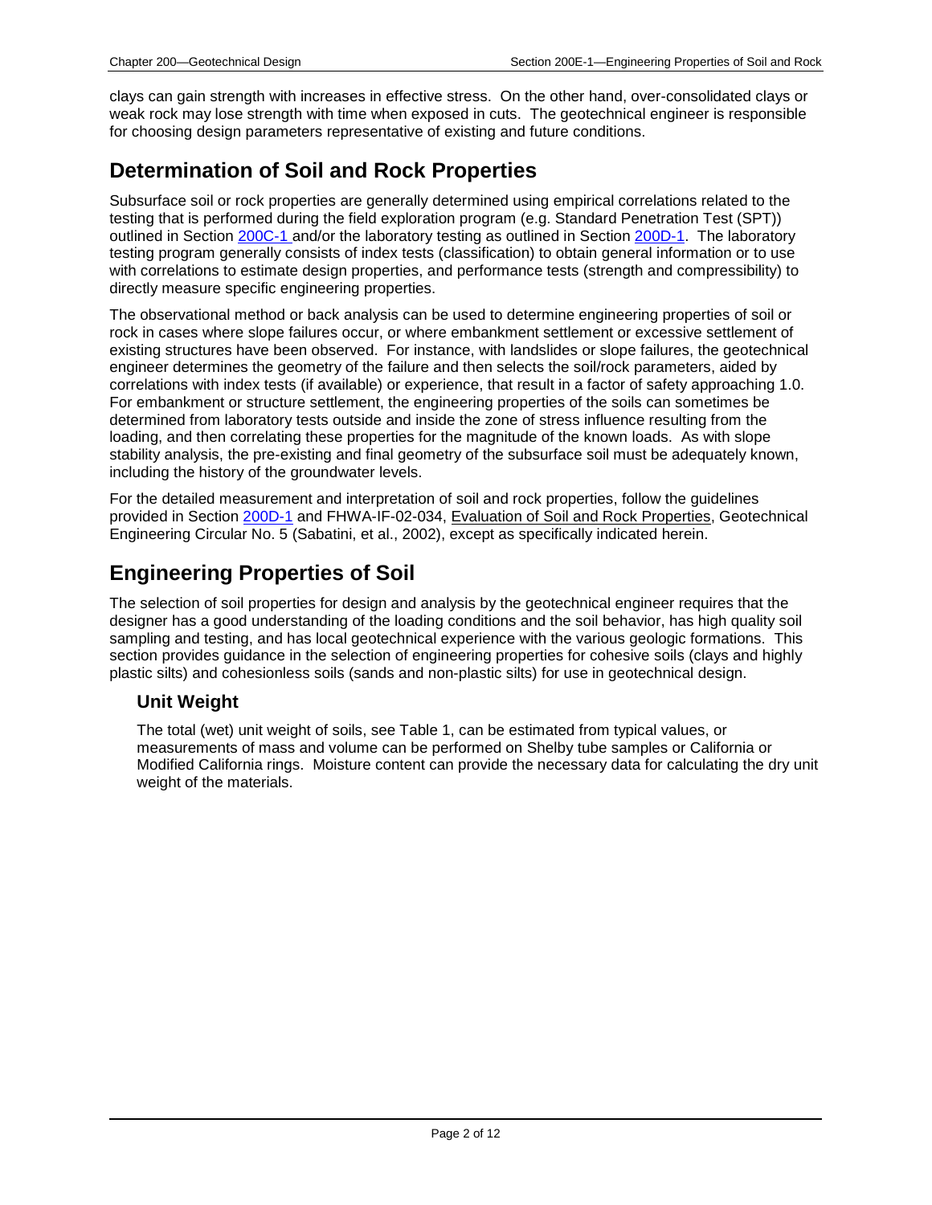clays can gain strength with increases in effective stress. On the other hand, over-consolidated clays or weak rock may lose strength with time when exposed in cuts. The geotechnical engineer is responsible for choosing design parameters representative of existing and future conditions.

## Determination of Soil and Rock Properties

Subsurface soil or rock properties are generally determined using empirical correlations related to the testing that is performed during the field exploration program (e.g. Standard Penetration Test (SPT)) outlined in Section 200C-1 and/or the laboratory testing as outlined in Section 200D-1. The laboratory testing program generally consists of index tests (classification) to obtain general information or to use with correlations to estimate design properties, and performance tests (strength and compressibility) to directly measure specific engineering properties.

The observational method or back analysis can be used to determine engineering properties of soil or rock in cases where slope failures occur, or where embankment settlement or excessive settlement of existing structures have been observed. For instance, with landslides or slope failures, the geotechnical engineer determines the geometry of the failure and then selects the soil/rock parameters, aided by correlations with index tests (if available) or experience, that result in a factor of safety approaching 1.0. For embankment or structure settlement, the engineering properties of the soils can sometimes be determined from laboratory tests outside and inside the zone of stress influence resulting from the loading, and then correlating these properties for the magnitude of the known loads. As with slope stability analysis, the pre-existing and final geometry of the subsurface soil must be adequately known, including the history of the groundwater levels.

For the detailed measurement and interpretation of soil and rock properties, follow the guidelines provided in Section 200D-1 and FHWA-IF-02-034, Evaluation of Soil and Rock Properties, Geotechnical Engineering Circular No. 5 (Sabatini, et al., 2002), except as specifically indicated herein.

## Engineering Properties of Soil

The selection of soil properties for design and analysis by the geotechnical engineer requires that the designer has a good understanding of the loading conditions and the soil behavior, has high quality soil sampling and testing, and has local geotechnical experience with the various geologic formations. This section provides guidance in the selection of engineering properties for cohesive soils (clays and highly plastic silts) and cohesionless soils (sands and non-plastic silts) for use in geotechnical design.

### Unit Weight

The total (wet) unit weight of soils, see Table 1, can be estimated from typical values, or measurements of mass and volume can be performed on Shelby tube samples or California or Modified California rings. Moisture content can provide the necessary data for calculating the dry unit weight of the materials.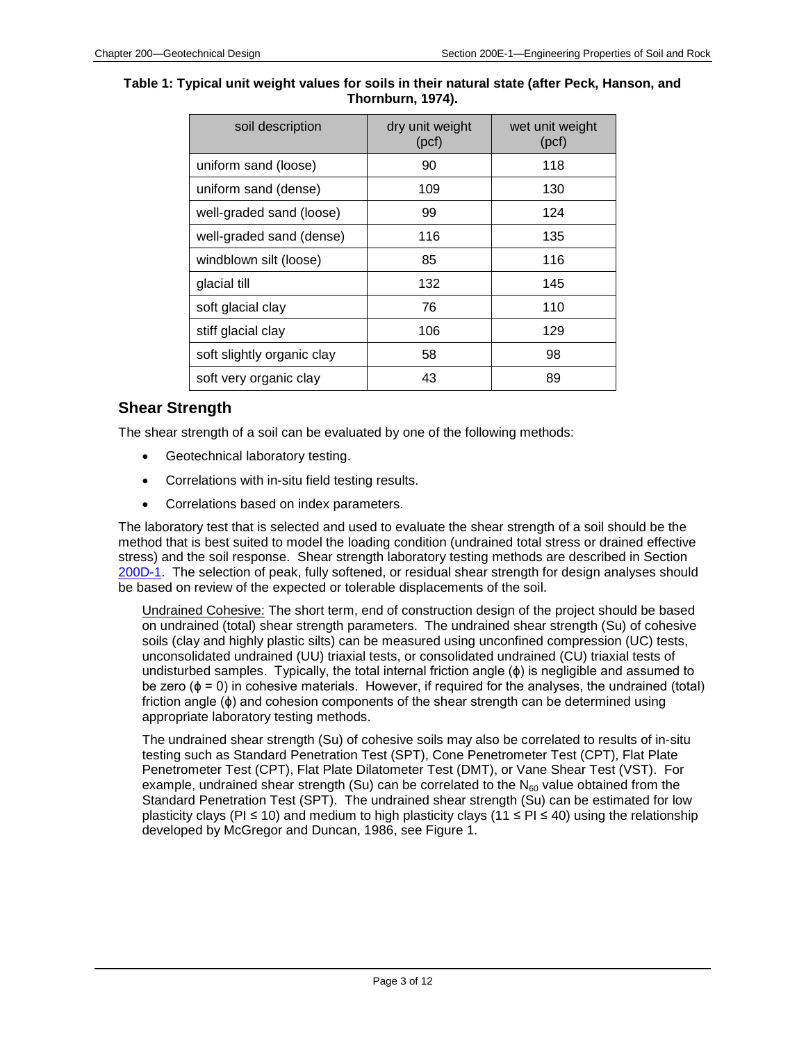**Table 1: Typical unit weight values for soils in their natural state (after Peck, Hanson, and Thornburn, 1974).**

| soil description | dry unit weight (pcf) | wet unit weight (pcf) |
| --- | --- | --- |
| uniform sand (loose) | 90 | 118 |
| uniform sand (dense) | 109 | 130 |
| well-graded sand (loose) | 99 | 124 |
| well-graded sand (dense) | 116 | 135 |
| windblown silt (loose) | 85 | 116 |
| glacial till | 132 | 145 |
| soft glacial clay | 76 | 110 |
| stiff glacial clay | 106 | 129 |
| soft slightly organic clay | 58 | 98 |
| soft very organic clay | 43 | 89 |

## Shear Strength

The shear strength of a soil can be evaluated by one of the following methods:

- Geotechnical laboratory testing.
- Correlations with in-situ field testing results.
- Correlations based on index parameters.

The laboratory test that is selected and used to evaluate the shear strength of a soil should be the method that is best suited to model the loading condition (undrained total stress or drained effective stress) and the soil response. Shear strength laboratory testing methods are described in Section 200D-1. The selection of peak, fully softened, or residual shear strength for design analyses should be based on review of the expected or tolerable displacements of the soil.

Undrained Cohesive: The short term, end of construction design of the project should be based on undrained (total) shear strength parameters. The undrained shear strength (Su) of cohesive soils (clay and highly plastic silts) can be measured using unconfined compression (UC) tests, unconsolidated undrained (UU) triaxial tests, or consolidated undrained (CU) triaxial tests of undisturbed samples. Typically, the total internal friction angle ($\phi$) is negligible and assumed to be zero ($\phi = 0$) in cohesive materials. However, if required for the analyses, the undrained (total) friction angle ($\phi$) and cohesion components of the shear strength can be determined using appropriate laboratory testing methods.

The undrained shear strength (Su) of cohesive soils may also be correlated to results of in-situ testing such as Standard Penetration Test (SPT), Cone Penetrometer Test (CPT), Flat Plate Penetrometer Test (CPT), Flat Plate Dilatometer Test (DMT), or Vane Shear Test (VST). For example, undrained shear strength (Su) can be correlated to the $N_{60}$ value obtained from the Standard Penetration Test (SPT). The undrained shear strength (Su) can be estimated for low plasticity clays (PI $\leq$ 10) and medium to high plasticity clays (11 $\leq$ PI $\leq$ 40) using the relationship developed by McGregor and Duncan, 1986, see Figure 1.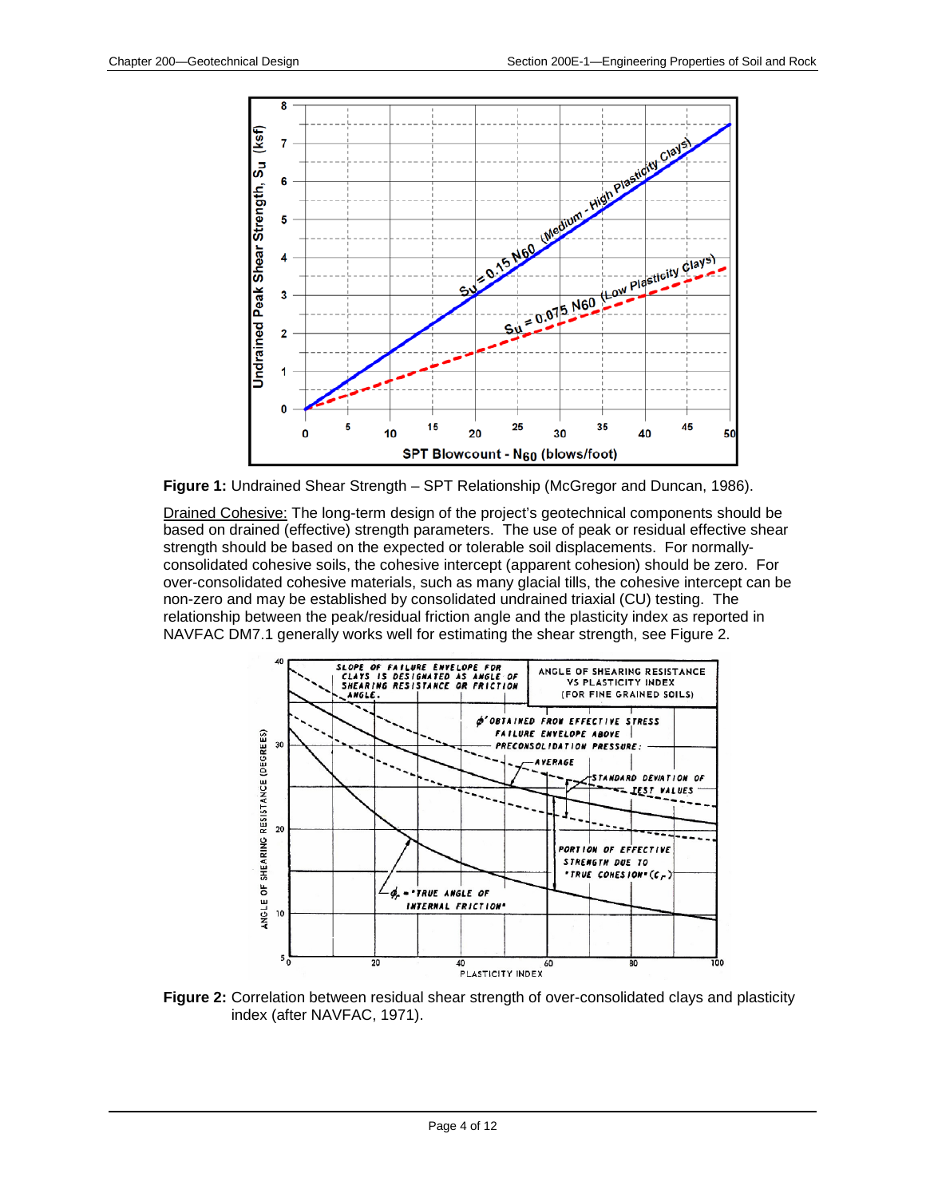**Figure 1:** Undrained Shear Strength – SPT Relationship (McGregor and Duncan, 1986).

Drained Cohesive: The long-term design of the project's geotechnical components should be based on drained (effective) strength parameters. The use of peak or residual effective shear strength should be based on the expected or tolerable soil displacements. For normally-consolidated cohesive soils, the cohesive intercept (apparent cohesion) should be zero. For over-consolidated cohesive materials, such as many glacial tills, the cohesive intercept can be non-zero and may be established by consolidated undrained triaxial (CU) testing. The relationship between the peak/residual friction angle and the plasticity index as reported in NAVFAC DM7.1 generally works well for estimating the shear strength, see Figure 2.

**Figure 2:** Correlation between residual shear strength of over-consolidated clays and plasticity index (after NAVFAC, 1971).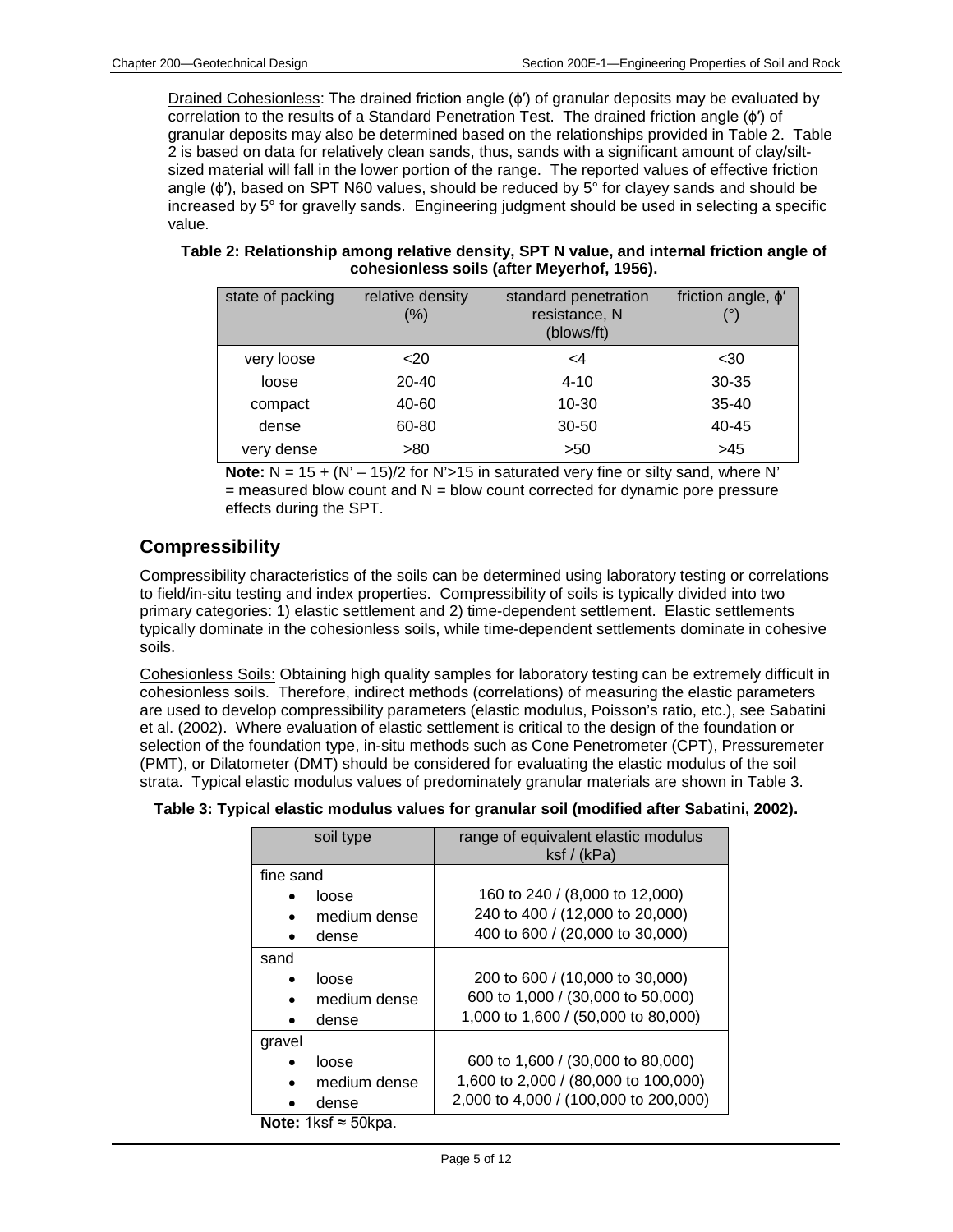Drained Cohesionless: The drained friction angle ($\phi'$) of granular deposits may be evaluated by correlation to the results of a Standard Penetration Test. The drained friction angle ($\phi'$) of granular deposits may also be determined based on the relationships provided in Table 2. Table 2 is based on data for relatively clean sands, thus, sands with a significant amount of clay/silt-sized material will fall in the lower portion of the range. The reported values of effective friction angle ($\phi'$), based on SPT N60 values, should be reduced by 5° for clayey sands and should be increased by 5° for gravelly sands. Engineering judgment should be used in selecting a specific value.

**Table 2: Relationship among relative density, SPT N value, and internal friction angle of cohesionless soils (after Meyerhof, 1956).**

| state of packing | relative density (%) | standard penetration resistance, N (blows/ft) | friction angle, $\phi'$ (°) |
|---|---|---|---|
| very loose | <20 | <4 | <30 |
| loose | 20-40 | 4-10 | 30-35 |
| compact | 40-60 | 10-30 | 35-40 |
| dense | 60-80 | 30-50 | 40-45 |
| very dense | >80 | >50 | >45 |

**Note:** $N = 15 + (N' - 15)/2$ for $N' > 15$ in saturated very fine or silty sand, where $N'$ = measured blow count and $N$ = blow count corrected for dynamic pore pressure effects during the SPT.

## Compressibility

Compressibility characteristics of the soils can be determined using laboratory testing or correlations to field/in-situ testing and index properties. Compressibility of soils is typically divided into two primary categories: 1) elastic settlement and 2) time-dependent settlement. Elastic settlements typically dominate in the cohesionless soils, while time-dependent settlements dominate in cohesive soils.

Cohesionless Soils: Obtaining high quality samples for laboratory testing can be extremely difficult in cohesionless soils. Therefore, indirect methods (correlations) of measuring the elastic parameters are used to develop compressibility parameters (elastic modulus, Poisson's ratio, etc.), see Sabatini et al. (2002). Where evaluation of elastic settlement is critical to the design of the foundation or selection of the foundation type, in-situ methods such as Cone Penetrometer (CPT), Pressuremeter (PMT), or Dilatometer (DMT) should be considered for evaluating the elastic modulus of the soil strata. Typical elastic modulus values of predominately granular materials are shown in Table 3.

**Table 3: Typical elastic modulus values for granular soil (modified after Sabatini, 2002).**

| soil type | range of equivalent elastic modulus ksf / (kPa) |
|---|---|
| fine sand | |
| • loose | 160 to 240 / (8,000 to 12,000) |
| • medium dense | 240 to 400 / (12,000 to 20,000) |
| • dense | 400 to 600 / (20,000 to 30,000) |
| sand | |
| • loose | 200 to 600 / (10,000 to 30,000) |
| • medium dense | 600 to 1,000 / (30,000 to 50,000) |
| • dense | 1,000 to 1,600 / (50,000 to 80,000) |
| gravel | |
| • loose | 600 to 1,600 / (30,000 to 80,000) |
| • medium dense | 1,600 to 2,000 / (80,000 to 100,000) |
| • dense | 2,000 to 4,000 / (100,000 to 200,000) |

**Note:** 1ksf ≈ 50kpa.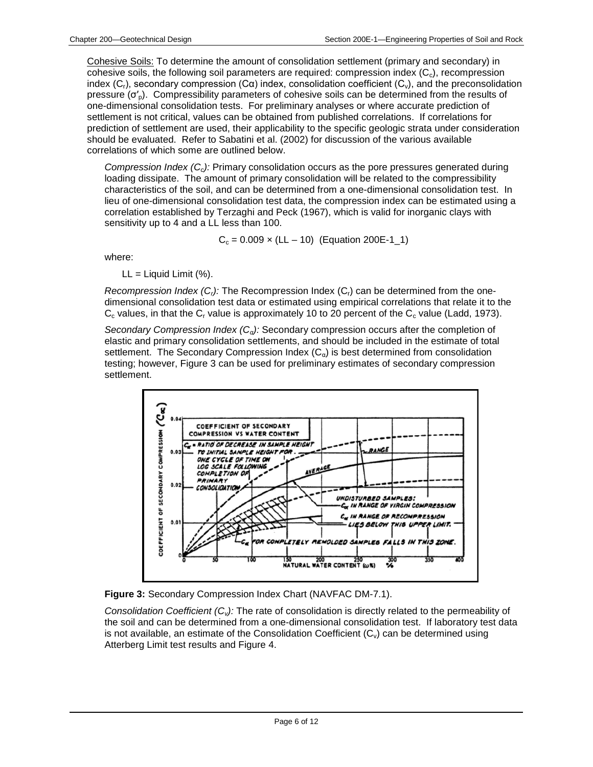Cohesive Soils: To determine the amount of consolidation settlement (primary and secondary) in cohesive soils, the following soil parameters are required: compression index ($C_c$), recompression index ($C_r$), secondary compression ($C\alpha$) index, consolidation coefficient ($C_v$), and the preconsolidation pressure ($\sigma'_p$). Compressibility parameters of cohesive soils can be determined from the results of one-dimensional consolidation tests. For preliminary analyses or where accurate prediction of settlement is not critical, values can be obtained from published correlations. If correlations for prediction of settlement are used, their applicability to the specific geologic strata under consideration should be evaluated. Refer to Sabatini et al. (2002) for discussion of the various available correlations of which some are outlined below.

*Compression Index ($C_c$):* Primary consolidation occurs as the pore pressures generated during loading dissipate. The amount of primary consolidation will be related to the compressibility characteristics of the soil, and can be determined from a one-dimensional consolidation test. In lieu of one-dimensional consolidation test data, the compression index can be estimated using a correlation established by Terzaghi and Peck (1967), which is valid for inorganic clays with sensitivity up to 4 and a LL less than 100.

$$C_c = 0.009 \times (LL - 10) \quad \text{(Equation 200E-1\_1)}$$

where:

LL = Liquid Limit (%).

*Recompression Index ($C_r$):* The Recompression Index ($C_r$) can be determined from the one-dimensional consolidation test data or estimated using empirical correlations that relate it to the $C_c$ values, in that the $C_r$ value is approximately 10 to 20 percent of the $C_c$ value (Ladd, 1973).

*Secondary Compression Index ($C_\alpha$):* Secondary compression occurs after the completion of elastic and primary consolidation settlements, and should be included in the estimate of total settlement. The Secondary Compression Index ($C_\alpha$) is best determined from consolidation testing; however, Figure 3 can be used for preliminary estimates of secondary compression settlement.

**Figure 3:** Secondary Compression Index Chart (NAVFAC DM-7.1).

*Consolidation Coefficient ($C_v$):* The rate of consolidation is directly related to the permeability of the soil and can be determined from a one-dimensional consolidation test. If laboratory test data is not available, an estimate of the Consolidation Coefficient ($C_v$) can be determined using Atterberg Limit test results and Figure 4.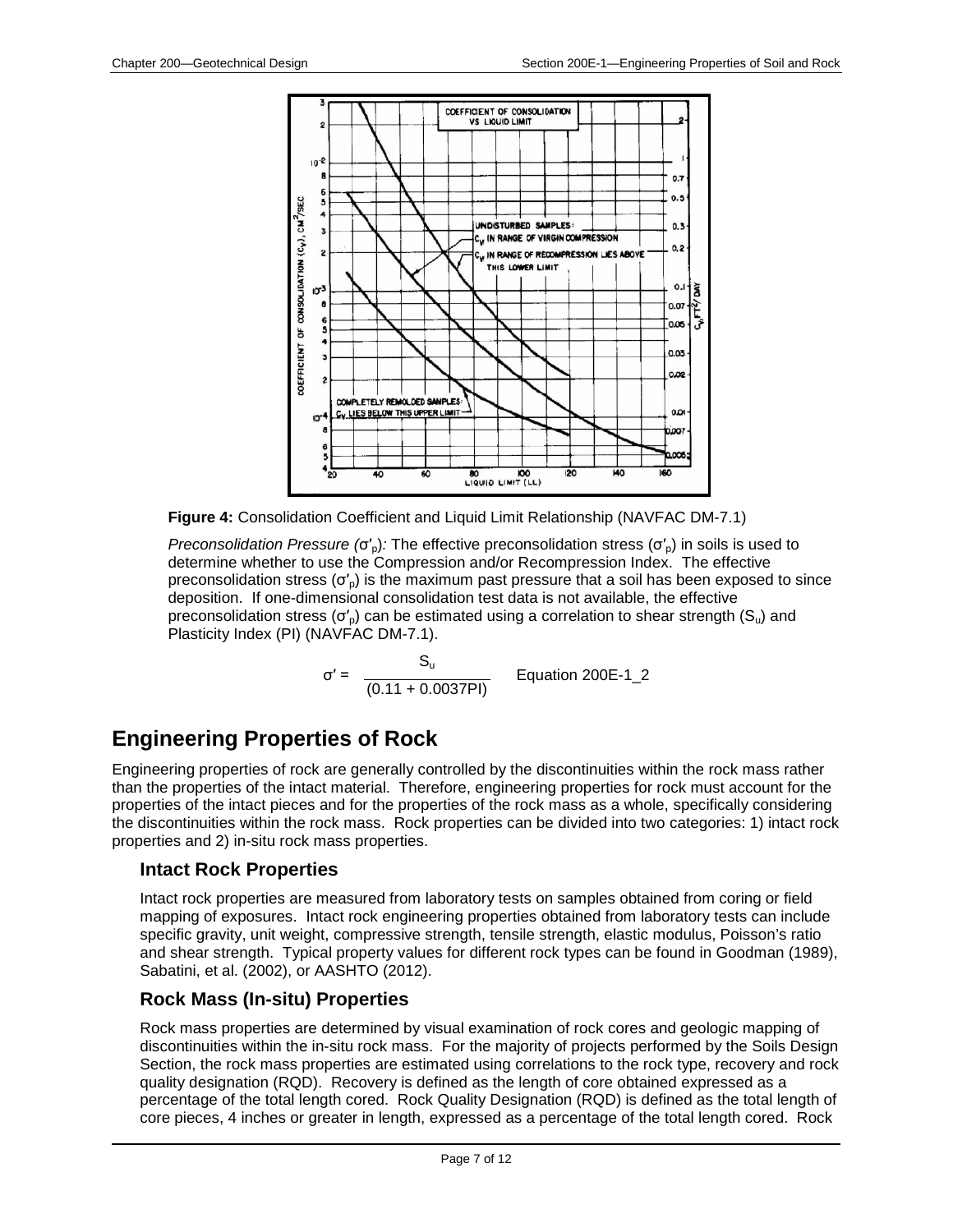**Figure 4:** Consolidation Coefficient and Liquid Limit Relationship (NAVFAC DM-7.1)

*Preconsolidation Pressure (*$\sigma'_p$*):* The effective preconsolidation stress ($\sigma'_p$) in soils is used to determine whether to use the Compression and/or Recompression Index. The effective preconsolidation stress ($\sigma'_p$) is the maximum past pressure that a soil has been exposed to since deposition. If one-dimensional consolidation test data is not available, the effective preconsolidation stress ($\sigma'_p$) can be estimated using a correlation to shear strength ($S_u$) and Plasticity Index (PI) (NAVFAC DM-7.1).

$$\sigma' = \frac{S_u}{(0.11 + 0.0037PI)} \quad \text{Equation 200E-1\_2}$$

## Engineering Properties of Rock

Engineering properties of rock are generally controlled by the discontinuities within the rock mass rather than the properties of the intact material. Therefore, engineering properties for rock must account for the properties of the intact pieces and for the properties of the rock mass as a whole, specifically considering the discontinuities within the rock mass. Rock properties can be divided into two categories: 1) intact rock properties and 2) in-situ rock mass properties.

### Intact Rock Properties

Intact rock properties are measured from laboratory tests on samples obtained from coring or field mapping of exposures. Intact rock engineering properties obtained from laboratory tests can include specific gravity, unit weight, compressive strength, tensile strength, elastic modulus, Poisson's ratio and shear strength. Typical property values for different rock types can be found in Goodman (1989), Sabatini, et al. (2002), or AASHTO (2012).

### Rock Mass (In-situ) Properties

Rock mass properties are determined by visual examination of rock cores and geologic mapping of discontinuities within the in-situ rock mass. For the majority of projects performed by the Soils Design Section, the rock mass properties are estimated using correlations to the rock type, recovery and rock quality designation (RQD). Recovery is defined as the length of core obtained expressed as a percentage of the total length cored. Rock Quality Designation (RQD) is defined as the total length of core pieces, 4 inches or greater in length, expressed as a percentage of the total length cored. Rock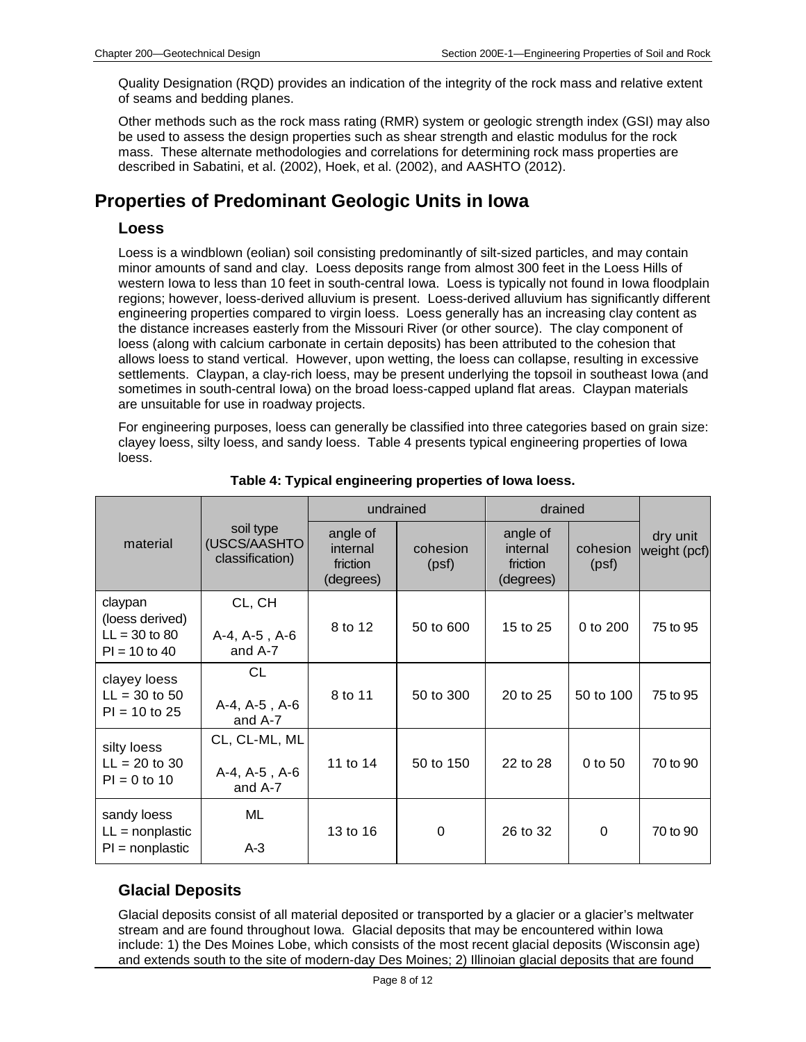Quality Designation (RQD) provides an indication of the integrity of the rock mass and relative extent of seams and bedding planes.

Other methods such as the rock mass rating (RMR) system or geologic strength index (GSI) may also be used to assess the design properties such as shear strength and elastic modulus for the rock mass. These alternate methodologies and correlations for determining rock mass properties are described in Sabatini, et al. (2002), Hoek, et al. (2002), and AASHTO (2012).

# Properties of Predominant Geologic Units in Iowa

## Loess

Loess is a windblown (eolian) soil consisting predominantly of silt-sized particles, and may contain minor amounts of sand and clay. Loess deposits range from almost 300 feet in the Loess Hills of western Iowa to less than 10 feet in south-central Iowa. Loess is typically not found in Iowa floodplain regions; however, loess-derived alluvium is present. Loess-derived alluvium has significantly different engineering properties compared to virgin loess. Loess generally has an increasing clay content as the distance increases easterly from the Missouri River (or other source). The clay component of loess (along with calcium carbonate in certain deposits) has been attributed to the cohesion that allows loess to stand vertical. However, upon wetting, the loess can collapse, resulting in excessive settlements. Claypan, a clay-rich loess, may be present underlying the topsoil in southeast Iowa (and sometimes in south-central Iowa) on the broad loess-capped upland flat areas. Claypan materials are unsuitable for use in roadway projects.

For engineering purposes, loess can generally be classified into three categories based on grain size: clayey loess, silty loess, and sandy loess. Table 4 presents typical engineering properties of Iowa loess.

**Table 4: Typical engineering properties of Iowa loess.**

| material | soil type (USCS/AASHTO classification) | undrained | | drained | | dry unit weight (pcf) |
|---|---|---|---|---|---|---|
| | | angle of internal friction (degrees) | cohesion (psf) | angle of internal friction (degrees) | cohesion (psf) | |
| claypan (loess derived) LL = 30 to 80 PI = 10 to 40 | CL, CH<br>A-4, A-5 , A-6 and A-7 | 8 to 12 | 50 to 600 | 15 to 25 | 0 to 200 | 75 to 95 |
| clayey loess LL = 30 to 50 PI = 10 to 25 | CL<br>A-4, A-5 , A-6 and A-7 | 8 to 11 | 50 to 300 | 20 to 25 | 50 to 100 | 75 to 95 |
| silty loess LL = 20 to 30 PI = 0 to 10 | CL, CL-ML, ML<br>A-4, A-5 , A-6 and A-7 | 11 to 14 | 50 to 150 | 22 to 28 | 0 to 50 | 70 to 90 |
| sandy loess LL = nonplastic PI = nonplastic | ML<br>A-3 | 13 to 16 | 0 | 26 to 32 | 0 | 70 to 90 |

## Glacial Deposits

Glacial deposits consist of all material deposited or transported by a glacier or a glacier's meltwater stream and are found throughout Iowa. Glacial deposits that may be encountered within Iowa include: 1) the Des Moines Lobe, which consists of the most recent glacial deposits (Wisconsin age) and extends south to the site of modern-day Des Moines; 2) Illinoian glacial deposits that are found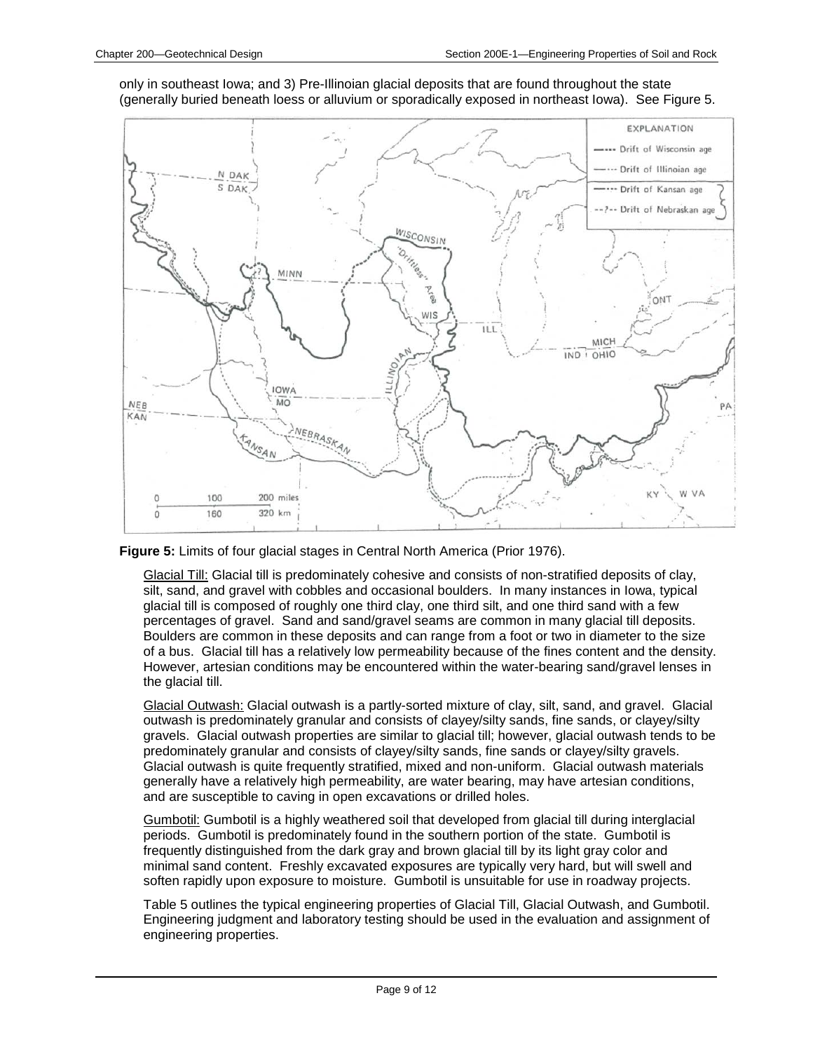only in southeast Iowa; and 3) Pre-Illinoian glacial deposits that are found throughout the state (generally buried beneath loess or alluvium or sporadically exposed in northeast Iowa). See Figure 5.

**Figure 5:** Limits of four glacial stages in Central North America (Prior 1976).

Glacial Till: Glacial till is predominately cohesive and consists of non-stratified deposits of clay, silt, sand, and gravel with cobbles and occasional boulders. In many instances in Iowa, typical glacial till is composed of roughly one third clay, one third silt, and one third sand with a few percentages of gravel. Sand and sand/gravel seams are common in many glacial till deposits. Boulders are common in these deposits and can range from a foot or two in diameter to the size of a bus. Glacial till has a relatively low permeability because of the fines content and the density. However, artesian conditions may be encountered within the water-bearing sand/gravel lenses in the glacial till.

Glacial Outwash: Glacial outwash is a partly-sorted mixture of clay, silt, sand, and gravel. Glacial outwash is predominately granular and consists of clayey/silty sands, fine sands, or clayey/silty gravels. Glacial outwash properties are similar to glacial till; however, glacial outwash tends to be predominately granular and consists of clayey/silty sands, fine sands or clayey/silty gravels. Glacial outwash is quite frequently stratified, mixed and non-uniform. Glacial outwash materials generally have a relatively high permeability, are water bearing, may have artesian conditions, and are susceptible to caving in open excavations or drilled holes.

Gumbotil: Gumbotil is a highly weathered soil that developed from glacial till during interglacial periods. Gumbotil is predominately found in the southern portion of the state. Gumbotil is frequently distinguished from the dark gray and brown glacial till by its light gray color and minimal sand content. Freshly excavated exposures are typically very hard, but will swell and soften rapidly upon exposure to moisture. Gumbotil is unsuitable for use in roadway projects.

Table 5 outlines the typical engineering properties of Glacial Till, Glacial Outwash, and Gumbotil. Engineering judgment and laboratory testing should be used in the evaluation and assignment of engineering properties.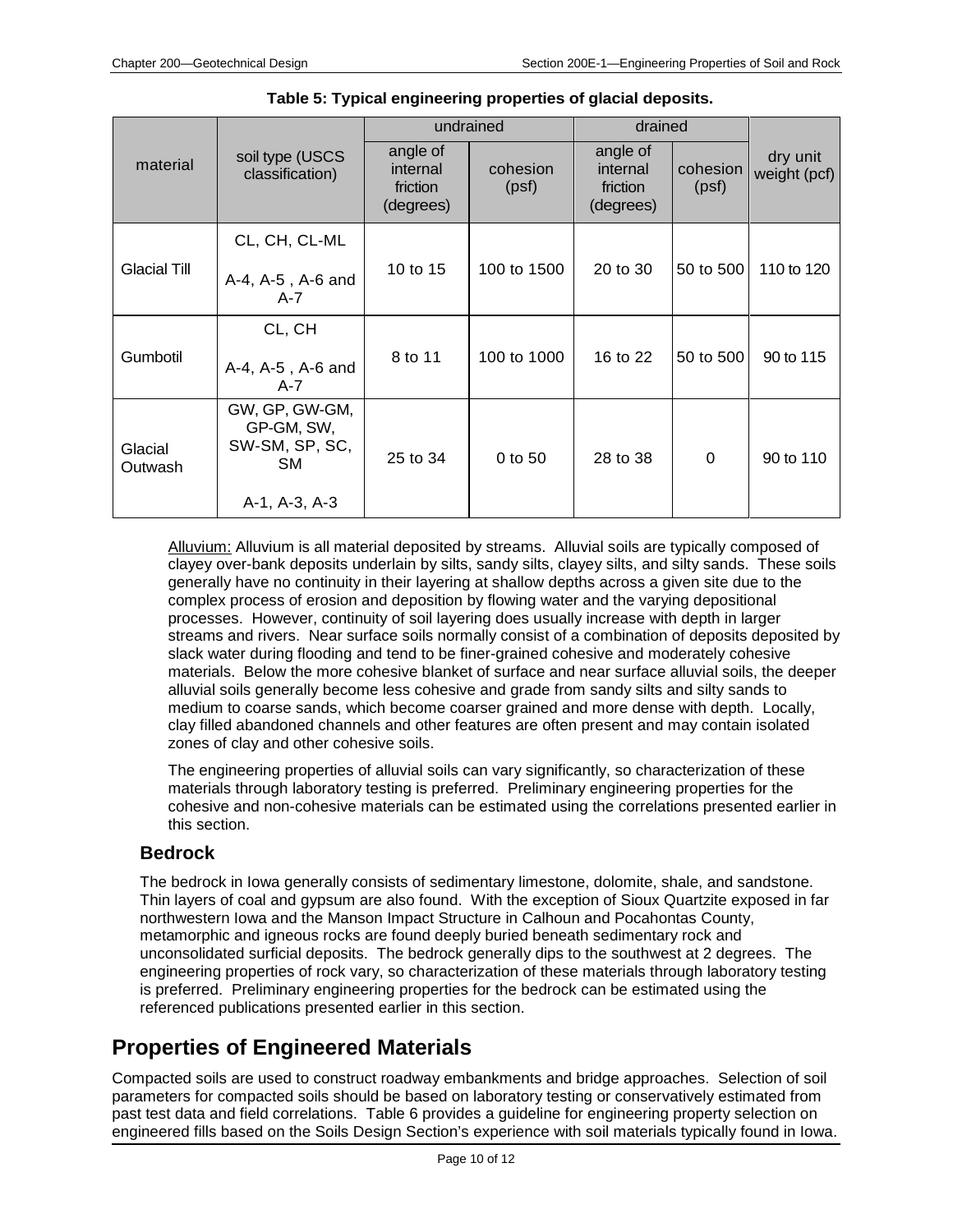**Table 5: Typical engineering properties of glacial deposits.**

| material | soil type (USCS classification) | undrained | | drained | | dry unit weight (pcf) |
|---|---|---|---|---|---|---|
| | | angle of internal friction (degrees) | cohesion (psf) | angle of internal friction (degrees) | cohesion (psf) | |
| Glacial Till | CL, CH, CL-ML<br><br>A-4, A-5 , A-6 and A-7 | 10 to 15 | 100 to 1500 | 20 to 30 | 50 to 500 | 110 to 120 |
| Gumbotil | CL, CH<br><br>A-4, A-5 , A-6 and A-7 | 8 to 11 | 100 to 1000 | 16 to 22 | 50 to 500 | 90 to 115 |
| Glacial Outwash | GW, GP, GW-GM, GP-GM, SW, SW-SM, SP, SC, SM<br><br>A-1, A-3, A-3 | 25 to 34 | 0 to 50 | 28 to 38 | 0 | 90 to 110 |

Alluvium: Alluvium is all material deposited by streams. Alluvial soils are typically composed of clayey over-bank deposits underlain by silts, sandy silts, clayey silts, and silty sands. These soils generally have no continuity in their layering at shallow depths across a given site due to the complex process of erosion and deposition by flowing water and the varying depositional processes. However, continuity of soil layering does usually increase with depth in larger streams and rivers. Near surface soils normally consist of a combination of deposits deposited by slack water during flooding and tend to be finer-grained cohesive and moderately cohesive materials. Below the more cohesive blanket of surface and near surface alluvial soils, the deeper alluvial soils generally become less cohesive and grade from sandy silts and silty sands to medium to coarse sands, which become coarser grained and more dense with depth. Locally, clay filled abandoned channels and other features are often present and may contain isolated zones of clay and other cohesive soils.

The engineering properties of alluvial soils can vary significantly, so characterization of these materials through laboratory testing is preferred. Preliminary engineering properties for the cohesive and non-cohesive materials can be estimated using the correlations presented earlier in this section.

### Bedrock

The bedrock in Iowa generally consists of sedimentary limestone, dolomite, shale, and sandstone. Thin layers of coal and gypsum are also found. With the exception of Sioux Quartzite exposed in far northwestern Iowa and the Manson Impact Structure in Calhoun and Pocahontas County, metamorphic and igneous rocks are found deeply buried beneath sedimentary rock and unconsolidated surficial deposits. The bedrock generally dips to the southwest at 2 degrees. The engineering properties of rock vary, so characterization of these materials through laboratory testing is preferred. Preliminary engineering properties for the bedrock can be estimated using the referenced publications presented earlier in this section.

## Properties of Engineered Materials

Compacted soils are used to construct roadway embankments and bridge approaches. Selection of soil parameters for compacted soils should be based on laboratory testing or conservatively estimated from past test data and field correlations. Table 6 provides a guideline for engineering property selection on engineered fills based on the Soils Design Section's experience with soil materials typically found in Iowa.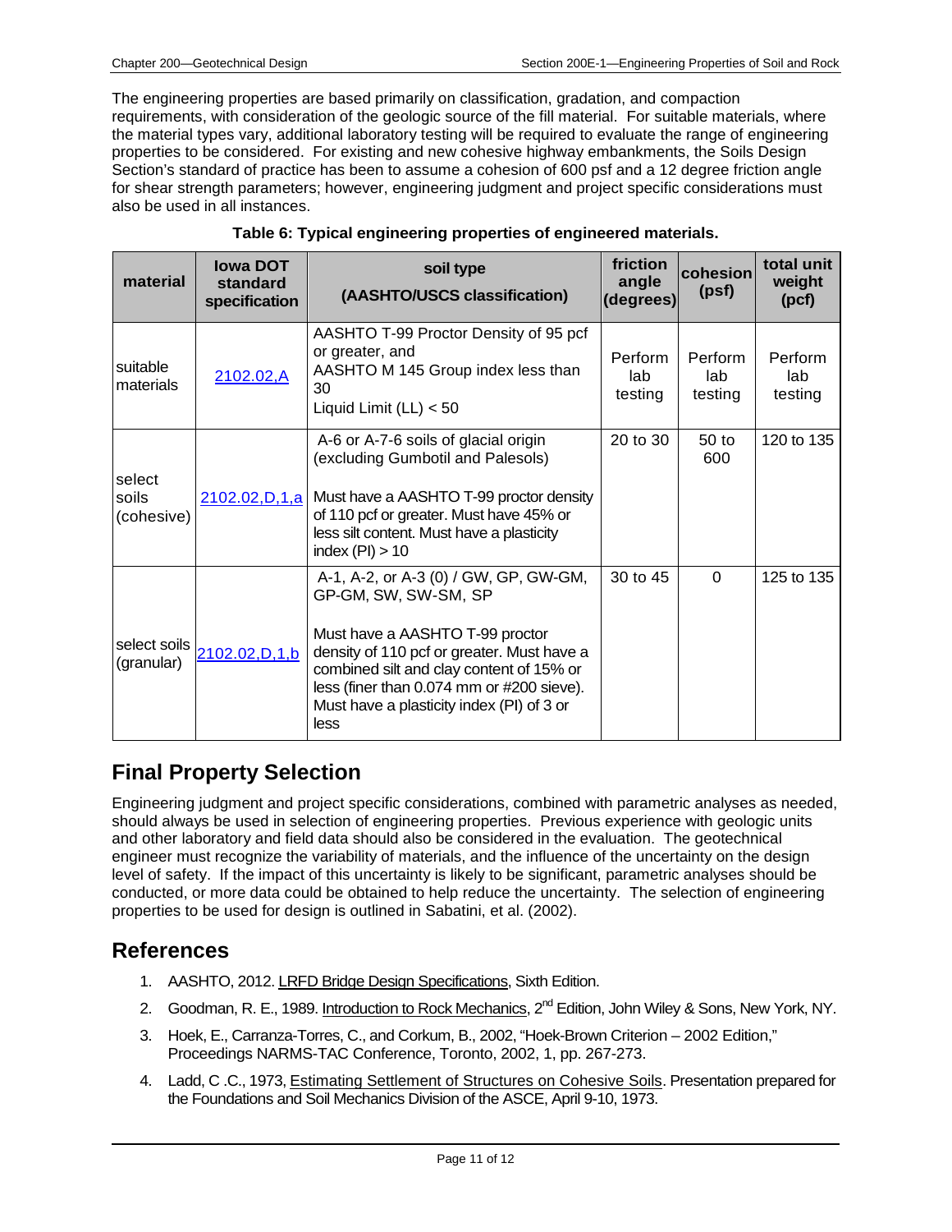The engineering properties are based primarily on classification, gradation, and compaction requirements, with consideration of the geologic source of the fill material. For suitable materials, where the material types vary, additional laboratory testing will be required to evaluate the range of engineering properties to be considered. For existing and new cohesive highway embankments, the Soils Design Section's standard of practice has been to assume a cohesion of 600 psf and a 12 degree friction angle for shear strength parameters; however, engineering judgment and project specific considerations must also be used in all instances.

**Table 6: Typical engineering properties of engineered materials.**

| material | Iowa DOT standard specification | soil type (AASHTO/USCS classification) | friction angle (degrees) | cohesion (psf) | total unit weight (pcf) |
|---|---|---|---|---|---|
| suitable materials | 2102.02,A | AASHTO T-99 Proctor Density of 95 pcf or greater, and AASHTO M 145 Group index less than 30 Liquid Limit (LL) < 50 | Perform lab testing | Perform lab testing | Perform lab testing |
| select soils (cohesive) | 2102.02,D,1,a | A-6 or A-7-6 soils of glacial origin (excluding Gumbotil and Palesols) Must have a AASHTO T-99 proctor density of 110 pcf or greater. Must have 45% or less silt content. Must have a plasticity index (PI) > 10 | 20 to 30 | 50 to 600 | 120 to 135 |
| select soils (granular) | 2102.02,D,1,b | A-1, A-2, or A-3 (0) / GW, GP, GW-GM, GP-GM, SW, SW-SM, SP Must have a AASHTO T-99 proctor density of 110 pcf or greater. Must have a combined silt and clay content of 15% or less (finer than 0.074 mm or #200 sieve). Must have a plasticity index (PI) of 3 or less | 30 to 45 | 0 | 125 to 135 |

## Final Property Selection

Engineering judgment and project specific considerations, combined with parametric analyses as needed, should always be used in selection of engineering properties. Previous experience with geologic units and other laboratory and field data should also be considered in the evaluation. The geotechnical engineer must recognize the variability of materials, and the influence of the uncertainty on the design level of safety. If the impact of this uncertainty is likely to be significant, parametric analyses should be conducted, or more data could be obtained to help reduce the uncertainty. The selection of engineering properties to be used for design is outlined in Sabatini, et al. (2002).

## References

1. AASHTO, 2012. LRFD Bridge Design Specifications, Sixth Edition.
2. Goodman, R. E., 1989. Introduction to Rock Mechanics, 2nd Edition, John Wiley & Sons, New York, NY.
3. Hoek, E., Carranza-Torres, C., and Corkum, B., 2002, "Hoek-Brown Criterion – 2002 Edition," Proceedings NARMS-TAC Conference, Toronto, 2002, 1, pp. 267-273.
4. Ladd, C .C., 1973, Estimating Settlement of Structures on Cohesive Soils. Presentation prepared for the Foundations and Soil Mechanics Division of the ASCE, April 9-10, 1973.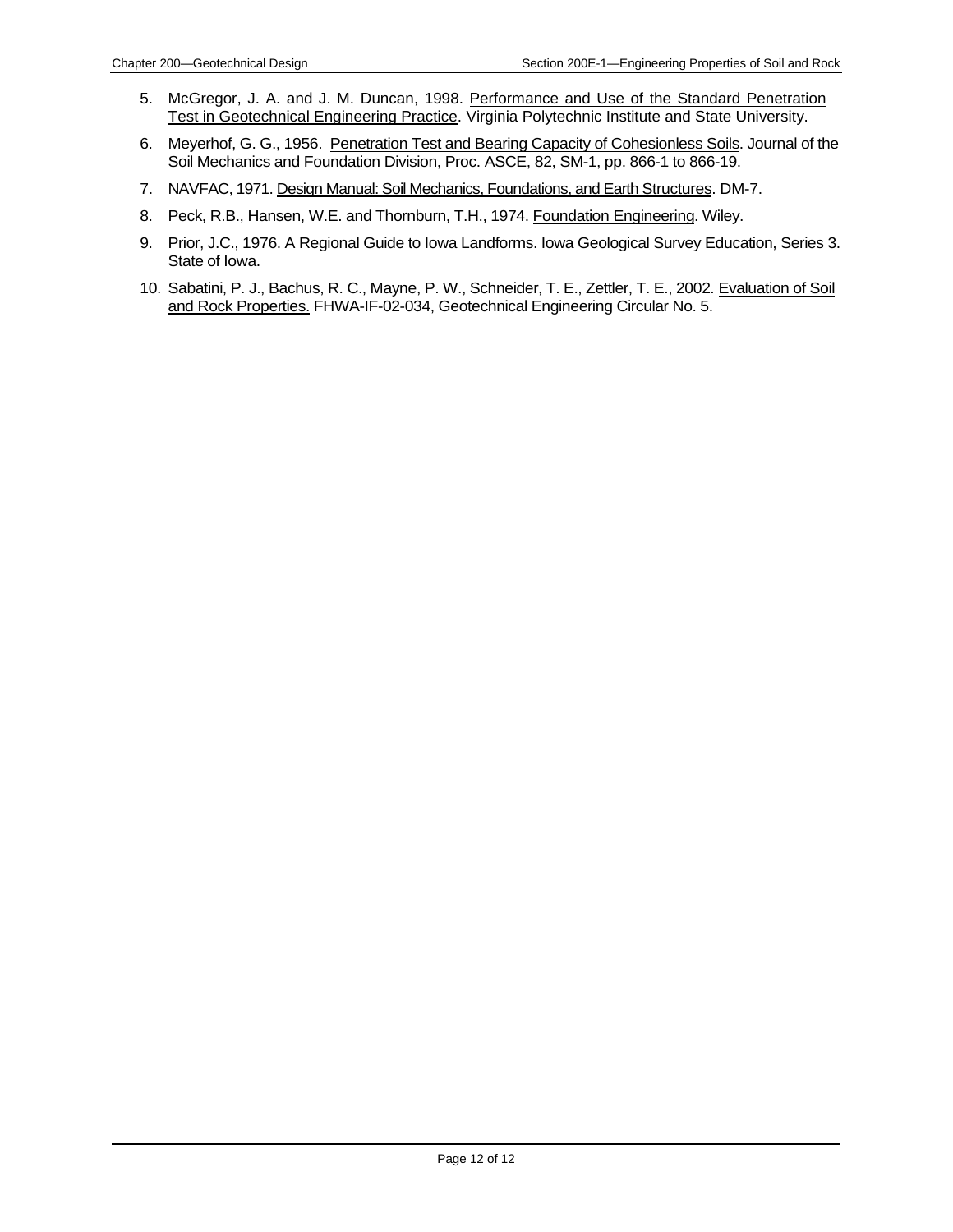5. McGregor, J. A. and J. M. Duncan, 1998. Performance and Use of the Standard Penetration Test in Geotechnical Engineering Practice. Virginia Polytechnic Institute and State University.
6. Meyerhof, G. G., 1956. Penetration Test and Bearing Capacity of Cohesionless Soils. Journal of the Soil Mechanics and Foundation Division, Proc. ASCE, 82, SM-1, pp. 866-1 to 866-19.
7. NAVFAC, 1971. Design Manual: Soil Mechanics, Foundations, and Earth Structures. DM-7.
8. Peck, R.B., Hansen, W.E. and Thornburn, T.H., 1974. Foundation Engineering. Wiley.
9. Prior, J.C., 1976. A Regional Guide to Iowa Landforms. Iowa Geological Survey Education, Series 3. State of Iowa.
10. Sabatini, P. J., Bachus, R. C., Mayne, P. W., Schneider, T. E., Zettler, T. E., 2002. Evaluation of Soil and Rock Properties. FHWA-IF-02-034, Geotechnical Engineering Circular No. 5.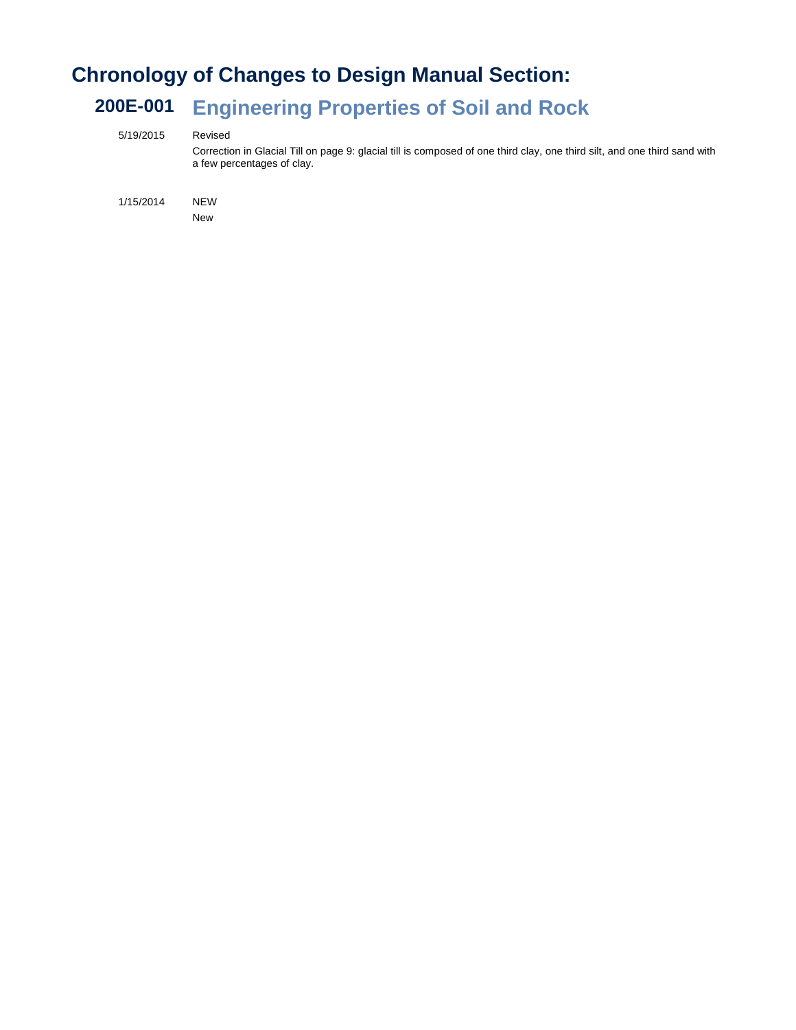# Chronology of Changes to Design Manual Section:

## 200E-001 Engineering Properties of Soil and Rock

5/19/2015 Revised

Correction in Glacial Till on page 9: glacial till is composed of one third clay, one third silt, and one third sand with a few percentages of clay.

1/15/2014 NEW

New